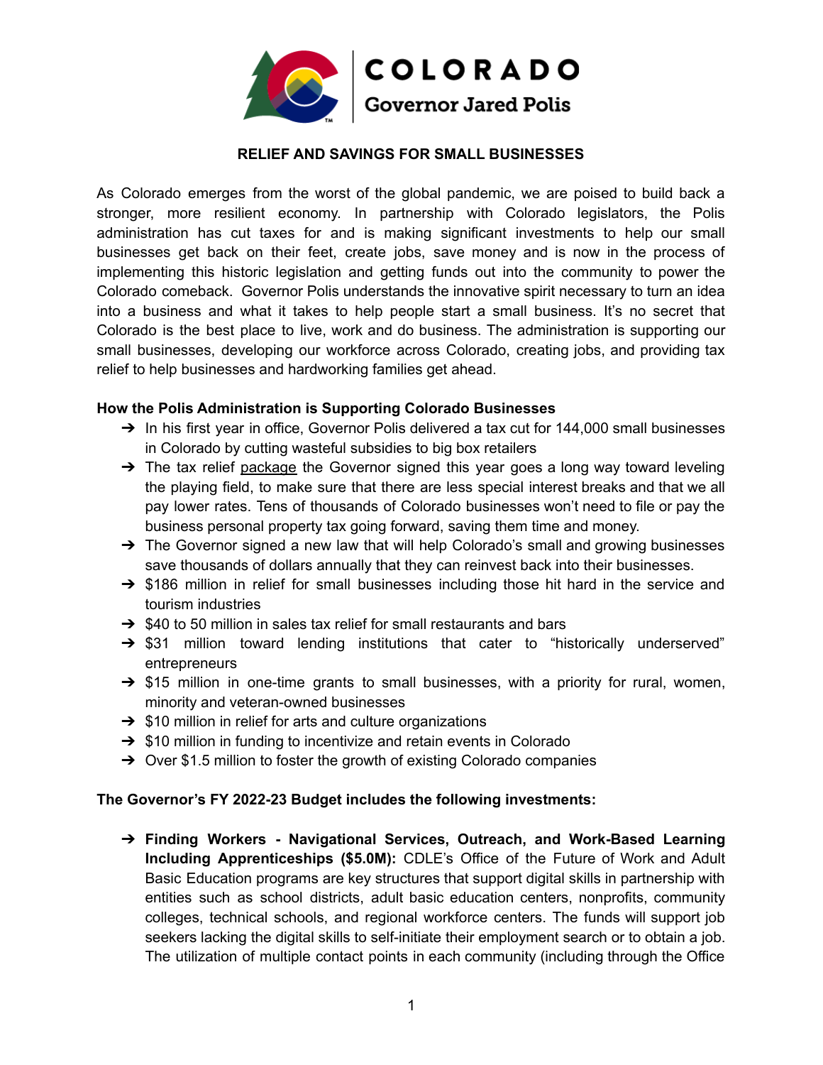COLORADO
Governor Jared Polis

# RELIEF AND SAVINGS FOR SMALL BUSINESSES

As Colorado emerges from the worst of the global pandemic, we are poised to build back a stronger, more resilient economy. In partnership with Colorado legislators, the Polis administration has cut taxes for and is making significant investments to help our small businesses get back on their feet, create jobs, save money and is now in the process of implementing this historic legislation and getting funds out into the community to power the Colorado comeback. Governor Polis understands the innovative spirit necessary to turn an idea into a business and what it takes to help people start a small business. It's no secret that Colorado is the best place to live, work and do business. The administration is supporting our small businesses, developing our workforce across Colorado, creating jobs, and providing tax relief to help businesses and hardworking families get ahead.

**How the Polis Administration is Supporting Colorado Businesses**

- In his first year in office, Governor Polis delivered a tax cut for 144,000 small businesses in Colorado by cutting wasteful subsidies to big box retailers
- The tax relief package the Governor signed this year goes a long way toward leveling the playing field, to make sure that there are less special interest breaks and that we all pay lower rates. Tens of thousands of Colorado businesses won't need to file or pay the business personal property tax going forward, saving them time and money.
- The Governor signed a new law that will help Colorado's small and growing businesses save thousands of dollars annually that they can reinvest back into their businesses.
- $186 million in relief for small businesses including those hit hard in the service and tourism industries
- $40 to 50 million in sales tax relief for small restaurants and bars
- $31 million toward lending institutions that cater to "historically underserved" entrepreneurs
- $15 million in one-time grants to small businesses, with a priority for rural, women, minority and veteran-owned businesses
- $10 million in relief for arts and culture organizations
- $10 million in funding to incentivize and retain events in Colorado
- Over $1.5 million to foster the growth of existing Colorado companies

**The Governor's FY 2022-23 Budget includes the following investments:**

- **Finding Workers - Navigational Services, Outreach, and Work-Based Learning Including Apprenticeships ($5.0M):** CDLE's Office of the Future of Work and Adult Basic Education programs are key structures that support digital skills in partnership with entities such as school districts, adult basic education centers, nonprofits, community colleges, technical schools, and regional workforce centers. The funds will support job seekers lacking the digital skills to self-initiate their employment search or to obtain a job. The utilization of multiple contact points in each community (including through the Office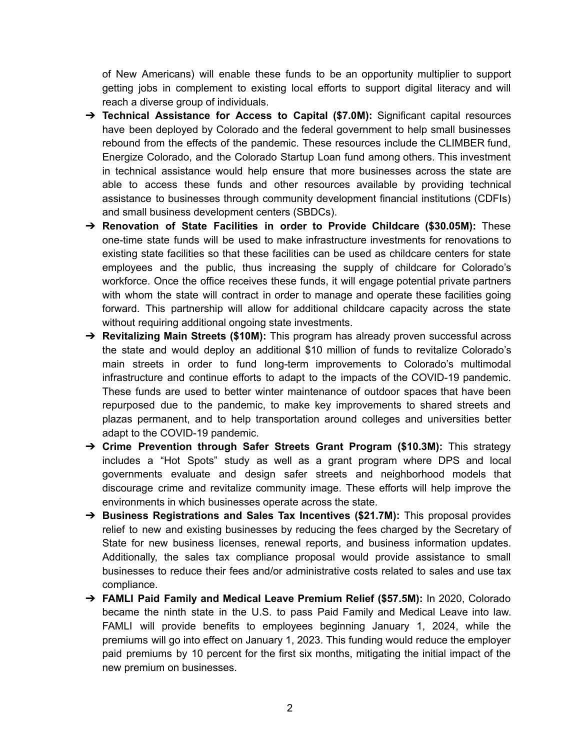of New Americans) will enable these funds to be an opportunity multiplier to support getting jobs in complement to existing local efforts to support digital literacy and will reach a diverse group of individuals.

- ➔ **Technical Assistance for Access to Capital ($7.0M):** Significant capital resources have been deployed by Colorado and the federal government to help small businesses rebound from the effects of the pandemic. These resources include the CLIMBER fund, Energize Colorado, and the Colorado Startup Loan fund among others. This investment in technical assistance would help ensure that more businesses across the state are able to access these funds and other resources available by providing technical assistance to businesses through community development financial institutions (CDFIs) and small business development centers (SBDCs).
- ➔ **Renovation of State Facilities in order to Provide Childcare ($30.05M):** These one-time state funds will be used to make infrastructure investments for renovations to existing state facilities so that these facilities can be used as childcare centers for state employees and the public, thus increasing the supply of childcare for Colorado's workforce. Once the office receives these funds, it will engage potential private partners with whom the state will contract in order to manage and operate these facilities going forward. This partnership will allow for additional childcare capacity across the state without requiring additional ongoing state investments.
- ➔ **Revitalizing Main Streets ($10M):** This program has already proven successful across the state and would deploy an additional $10 million of funds to revitalize Colorado's main streets in order to fund long-term improvements to Colorado's multimodal infrastructure and continue efforts to adapt to the impacts of the COVID-19 pandemic. These funds are used to better winter maintenance of outdoor spaces that have been repurposed due to the pandemic, to make key improvements to shared streets and plazas permanent, and to help transportation around colleges and universities better adapt to the COVID-19 pandemic.
- ➔ **Crime Prevention through Safer Streets Grant Program ($10.3M):** This strategy includes a "Hot Spots" study as well as a grant program where DPS and local governments evaluate and design safer streets and neighborhood models that discourage crime and revitalize community image. These efforts will help improve the environments in which businesses operate across the state.
- ➔ **Business Registrations and Sales Tax Incentives ($21.7M):** This proposal provides relief to new and existing businesses by reducing the fees charged by the Secretary of State for new business licenses, renewal reports, and business information updates. Additionally, the sales tax compliance proposal would provide assistance to small businesses to reduce their fees and/or administrative costs related to sales and use tax compliance.
- ➔ **FAMLI Paid Family and Medical Leave Premium Relief ($57.5M):** In 2020, Colorado became the ninth state in the U.S. to pass Paid Family and Medical Leave into law. FAMLI will provide benefits to employees beginning January 1, 2024, while the premiums will go into effect on January 1, 2023. This funding would reduce the employer paid premiums by 10 percent for the first six months, mitigating the initial impact of the new premium on businesses.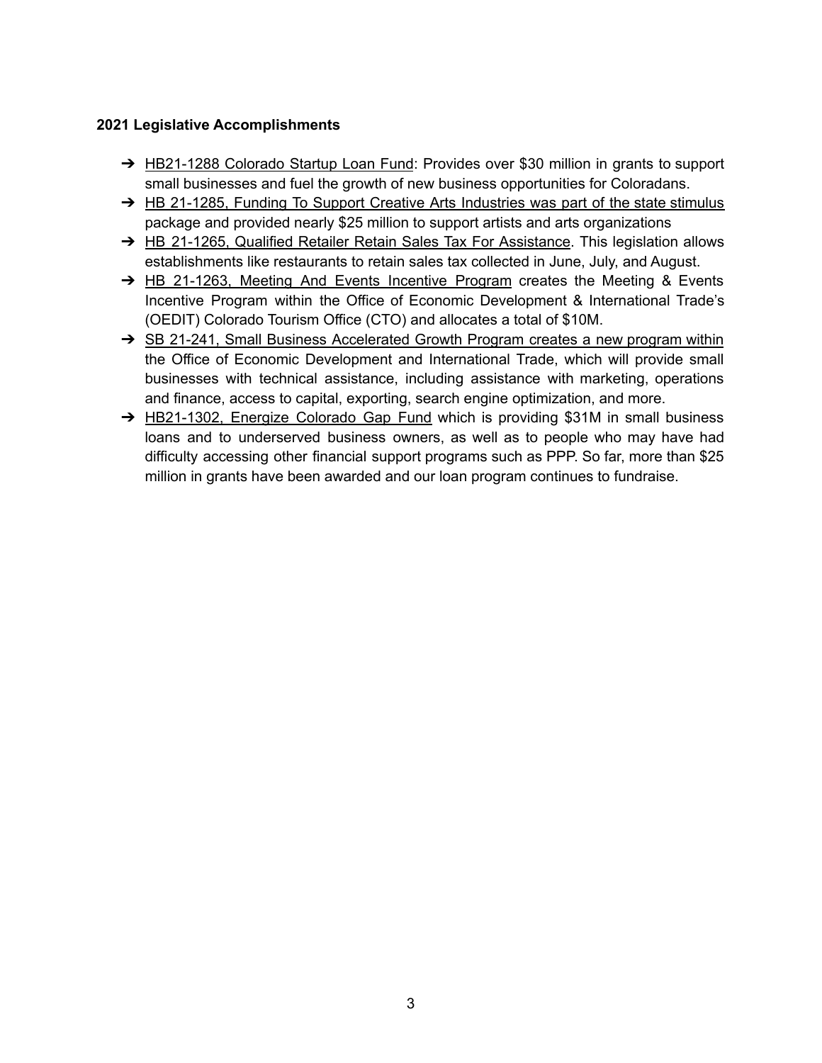**2021 Legislative Accomplishments**

- HB21-1288 Colorado Startup Loan Fund: Provides over $30 million in grants to support small businesses and fuel the growth of new business opportunities for Coloradans.
- HB 21-1285, Funding To Support Creative Arts Industries was part of the state stimulus package and provided nearly $25 million to support artists and arts organizations
- HB 21-1265, Qualified Retailer Retain Sales Tax For Assistance. This legislation allows establishments like restaurants to retain sales tax collected in June, July, and August.
- HB 21-1263, Meeting And Events Incentive Program creates the Meeting & Events Incentive Program within the Office of Economic Development & International Trade's (OEDIT) Colorado Tourism Office (CTO) and allocates a total of $10M.
- SB 21-241, Small Business Accelerated Growth Program creates a new program within the Office of Economic Development and International Trade, which will provide small businesses with technical assistance, including assistance with marketing, operations and finance, access to capital, exporting, search engine optimization, and more.
- HB21-1302, Energize Colorado Gap Fund which is providing $31M in small business loans and to underserved business owners, as well as to people who may have had difficulty accessing other financial support programs such as PPP. So far, more than $25 million in grants have been awarded and our loan program continues to fundraise.